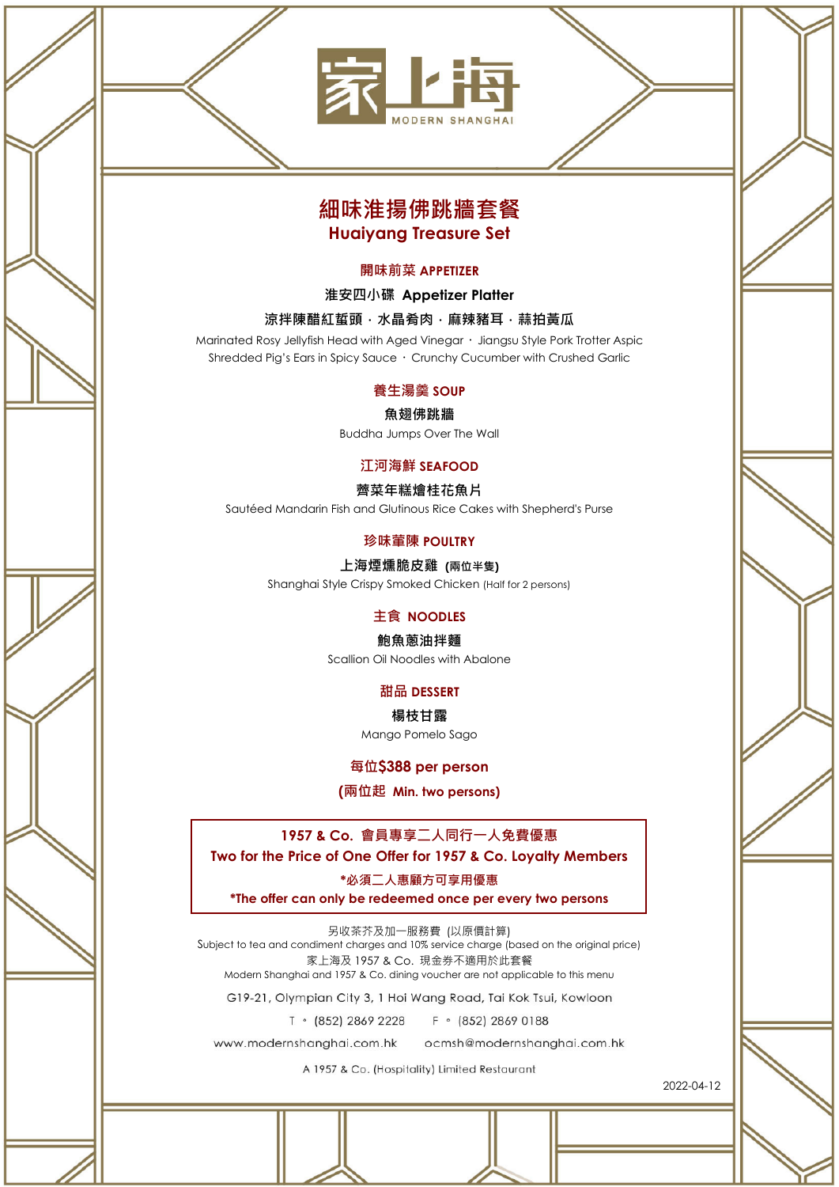家上海
MODERN SHANGHAI

# 細味淮揚佛跳牆套餐
# Huaiyang Treasure Set

## 開味前菜 APPETIZER

**淮安四小碟 Appetizer Platter**

**涼拌陳醋紅蜇頭・水晶肴肉・麻辣豬耳・蒜拍黃瓜**

Marinated Rosy Jellyfish Head with Aged Vinegar・Jiangsu Style Pork Trotter Aspic
Shredded Pig's Ears in Spicy Sauce・Crunchy Cucumber with Crushed Garlic

## 養生湯羹 SOUP

**魚翅佛跳牆**

Buddha Jumps Over The Wall

## 江河海鮮 SEAFOOD

**薺菜年糕燴桂花魚片**

Sautéed Mandarin Fish and Glutinous Rice Cakes with Shepherd's Purse

## 珍味葷陳 POULTRY

**上海煙燻脆皮雞 (兩位半隻)**

Shanghai Style Crispy Smoked Chicken (Half for 2 persons)

## 主食 NOODLES

**鮑魚蔥油拌麵**

Scallion Oil Noodles with Abalone

## 甜品 DESSERT

**楊枝甘露**

Mango Pomelo Sago

**每位$388 per person**

**(兩位起 Min. two persons)**

**1957 & Co. 會員專享二人同行一人免費優惠**
**Two for the Price of One Offer for 1957 & Co. Loyalty Members**
**\*必須二人惠顧方可享用優惠**
**\*The offer can only be redeemed once per every two persons**

另收茶芥及加一服務費 (以原價計算)
Subject to tea and condiment charges and 10% service charge (based on the original price)
家上海及 1957 & Co. 現金券不適用於此套餐
Modern Shanghai and 1957 & Co. dining voucher are not applicable to this menu

G19-21, Olympian City 3, 1 Hoi Wang Road, Tai Kok Tsui, Kowloon

T。(852) 2869 2228　　F。(852) 2869 0188

www.modernshanghai.com.hk　　ocmsh@modernshanghai.com.hk

A 1957 & Co. (Hospitality) Limited Restaurant

2022-04-12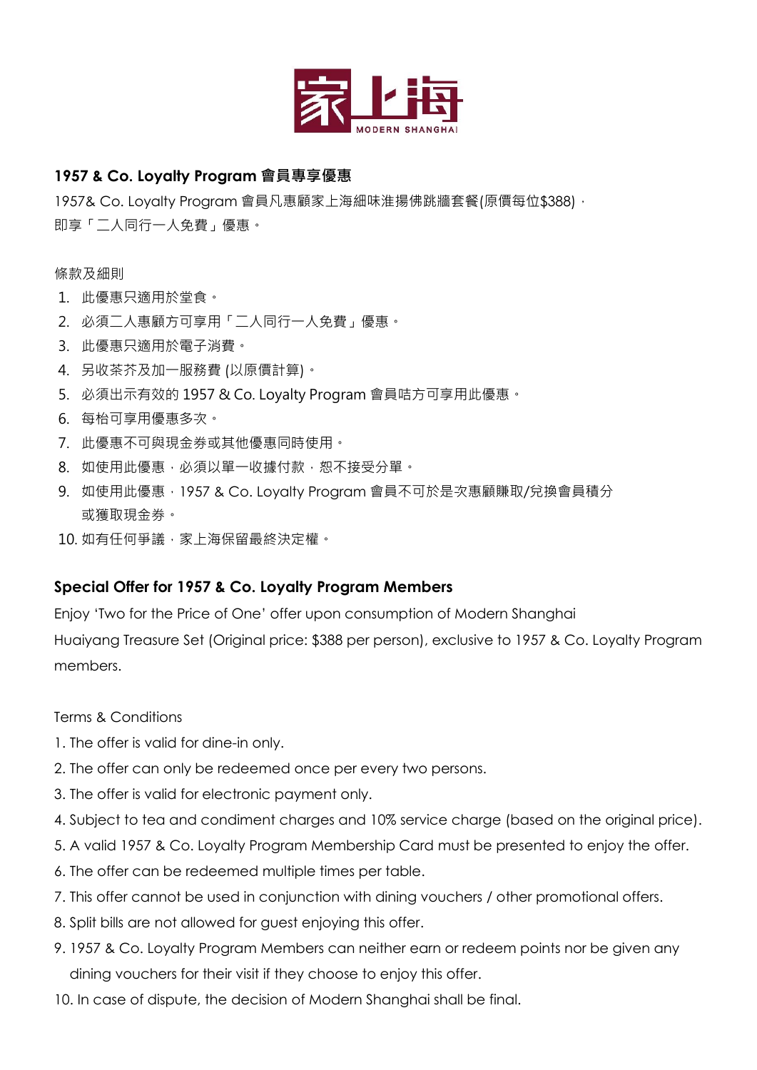家上海 MODERN SHANGHAI

## 1957 & Co. Loyalty Program 會員專享優惠

1957& Co. Loyalty Program 會員凡惠顧家上海細味淮揚佛跳牆套餐(原價每位$388)，
即享「二人同行一人免費」優惠。

條款及細則

1. 此優惠只適用於堂食。
2. 必須二人惠顧方可享用「二人同行一人免費」優惠。
3. 此優惠只適用於電子消費。
4. 另收茶芥及加一服務費 (以原價計算)。
5. 必須出示有效的 1957 & Co. Loyalty Program 會員咭方可享用此優惠。
6. 每枱可享用優惠多次。
7. 此優惠不可與現金券或其他優惠同時使用。
8. 如使用此優惠，必須以單一收據付款，恕不接受分單。
9. 如使用此優惠，1957 & Co. Loyalty Program 會員不可於是次惠顧賺取/兌換會員積分或獲取現金券。
10. 如有任何爭議，家上海保留最終決定權。

## Special Offer for 1957 & Co. Loyalty Program Members

Enjoy 'Two for the Price of One' offer upon consumption of Modern Shanghai Huaiyang Treasure Set (Original price: $388 per person), exclusive to 1957 & Co. Loyalty Program members.

Terms & Conditions

1. The offer is valid for dine-in only.
2. The offer can only be redeemed once per every two persons.
3. The offer is valid for electronic payment only.
4. Subject to tea and condiment charges and 10% service charge (based on the original price).
5. A valid 1957 & Co. Loyalty Program Membership Card must be presented to enjoy the offer.
6. The offer can be redeemed multiple times per table.
7. This offer cannot be used in conjunction with dining vouchers / other promotional offers.
8. Split bills are not allowed for guest enjoying this offer.
9. 1957 & Co. Loyalty Program Members can neither earn or redeem points nor be given any dining vouchers for their visit if they choose to enjoy this offer.
10. In case of dispute, the decision of Modern Shanghai shall be final.